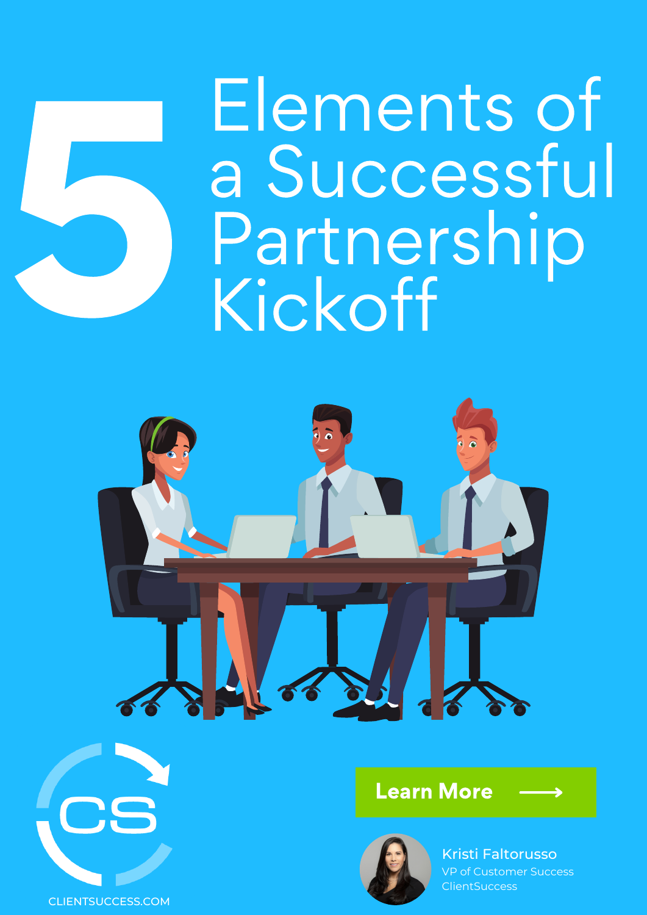# 5 Elements of a Successful Partnership Kickoff

CS

CLIENTSUCCESS.COM

**Learn More** ⟶

Kristi Faltorusso
VP of Customer Success
ClientSuccess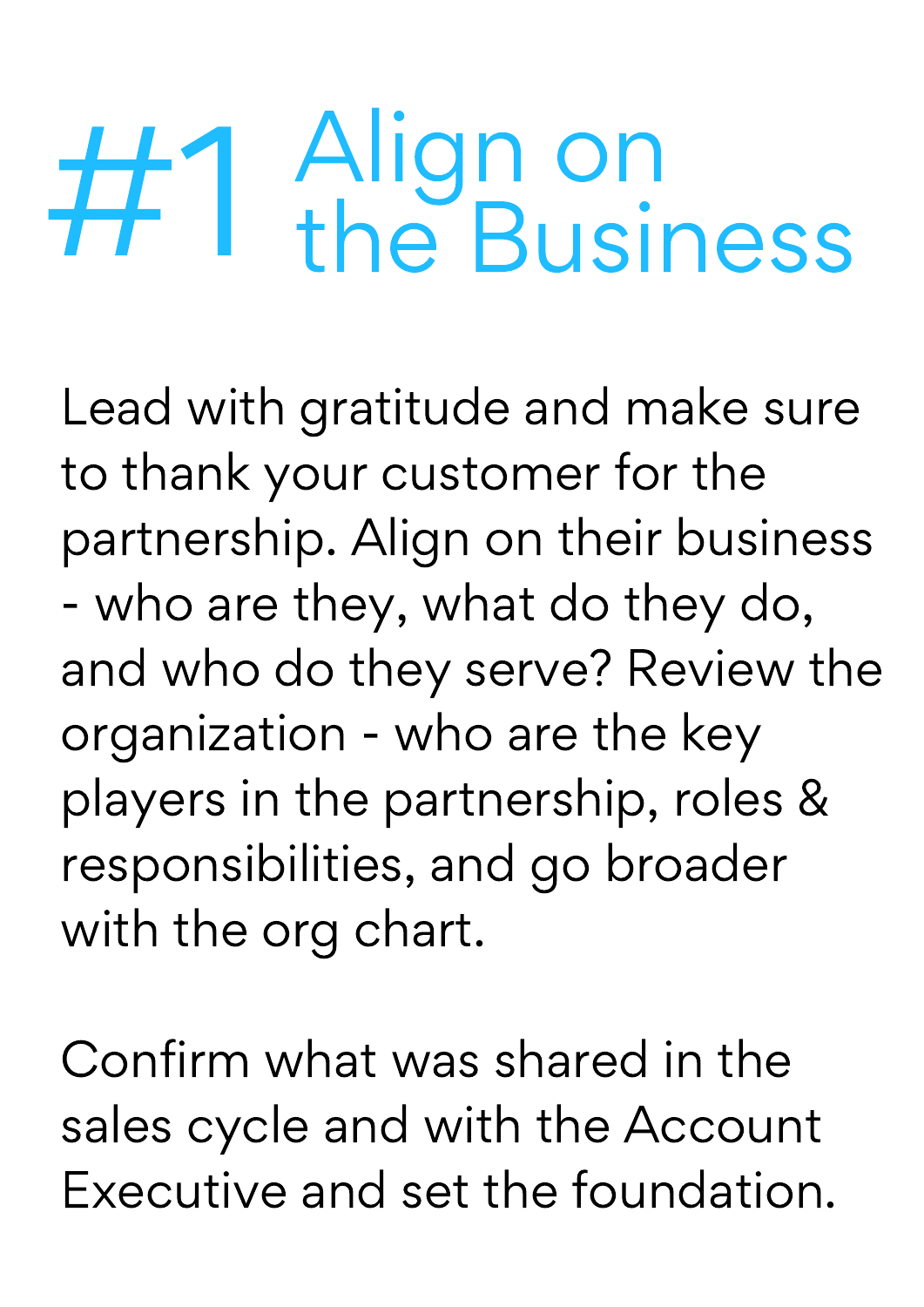# #1 Align on the Business

Lead with gratitude and make sure to thank your customer for the partnership. Align on their business - who are they, what do they do, and who do they serve? Review the organization - who are the key players in the partnership, roles & responsibilities, and go broader with the org chart.

Confirm what was shared in the sales cycle and with the Account Executive and set the foundation.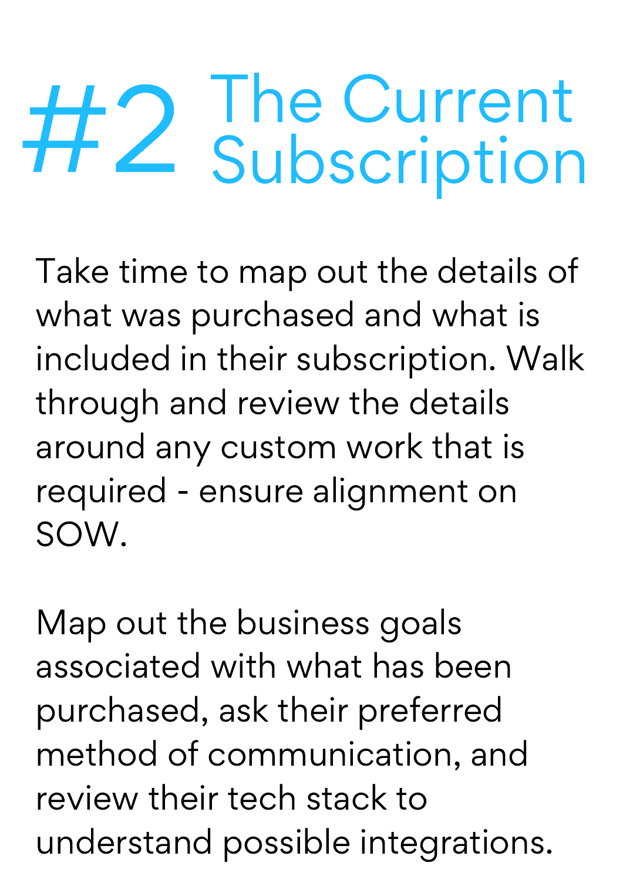# #2 The Current Subscription

Take time to map out the details of what was purchased and what is included in their subscription. Walk through and review the details around any custom work that is required - ensure alignment on SOW.

Map out the business goals associated with what has been purchased, ask their preferred method of communication, and review their tech stack to understand possible integrations.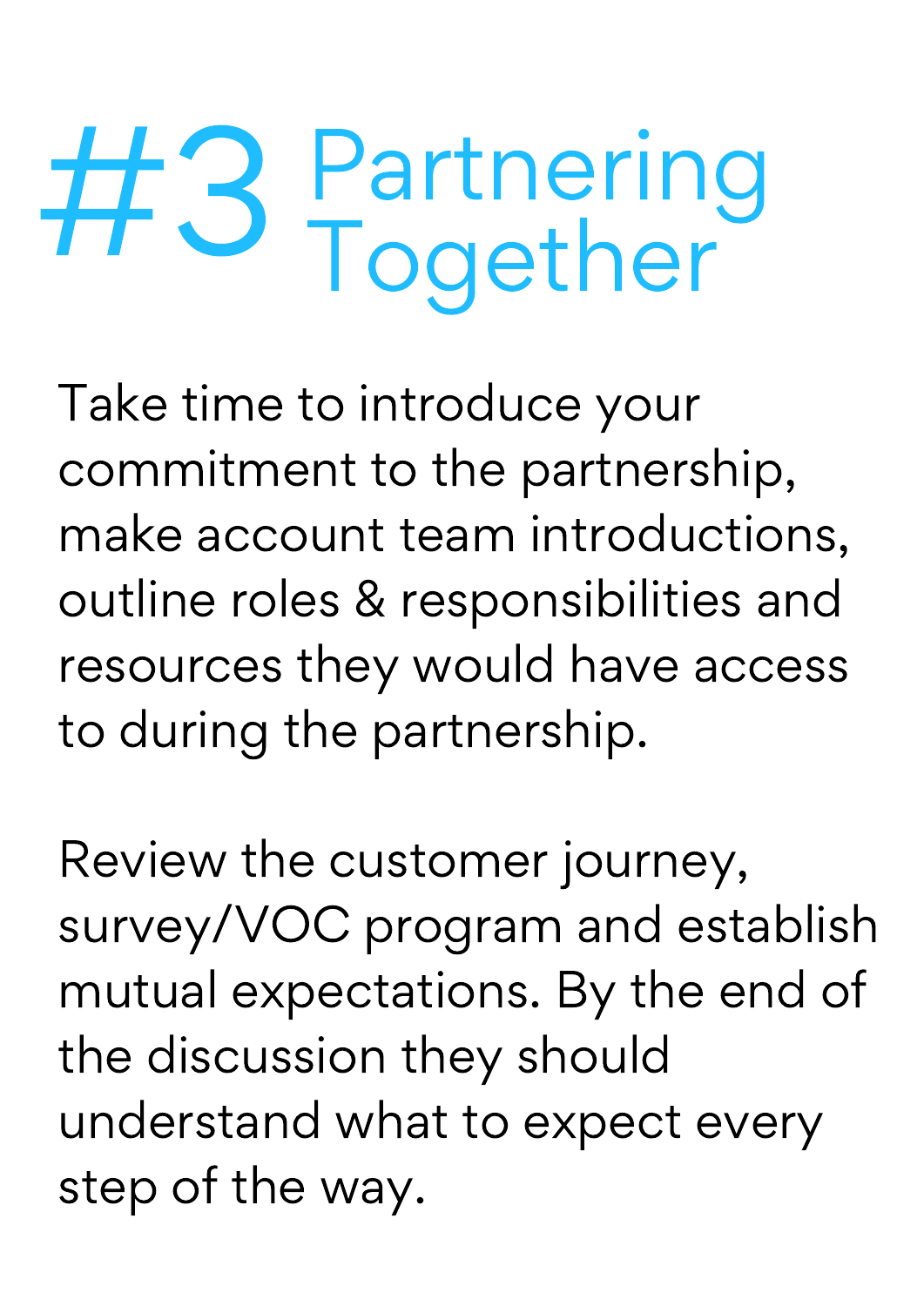# #3 Partnering Together

Take time to introduce your commitment to the partnership, make account team introductions, outline roles & responsibilities and resources they would have access to during the partnership.

Review the customer journey, survey/VOC program and establish mutual expectations. By the end of the discussion they should understand what to expect every step of the way.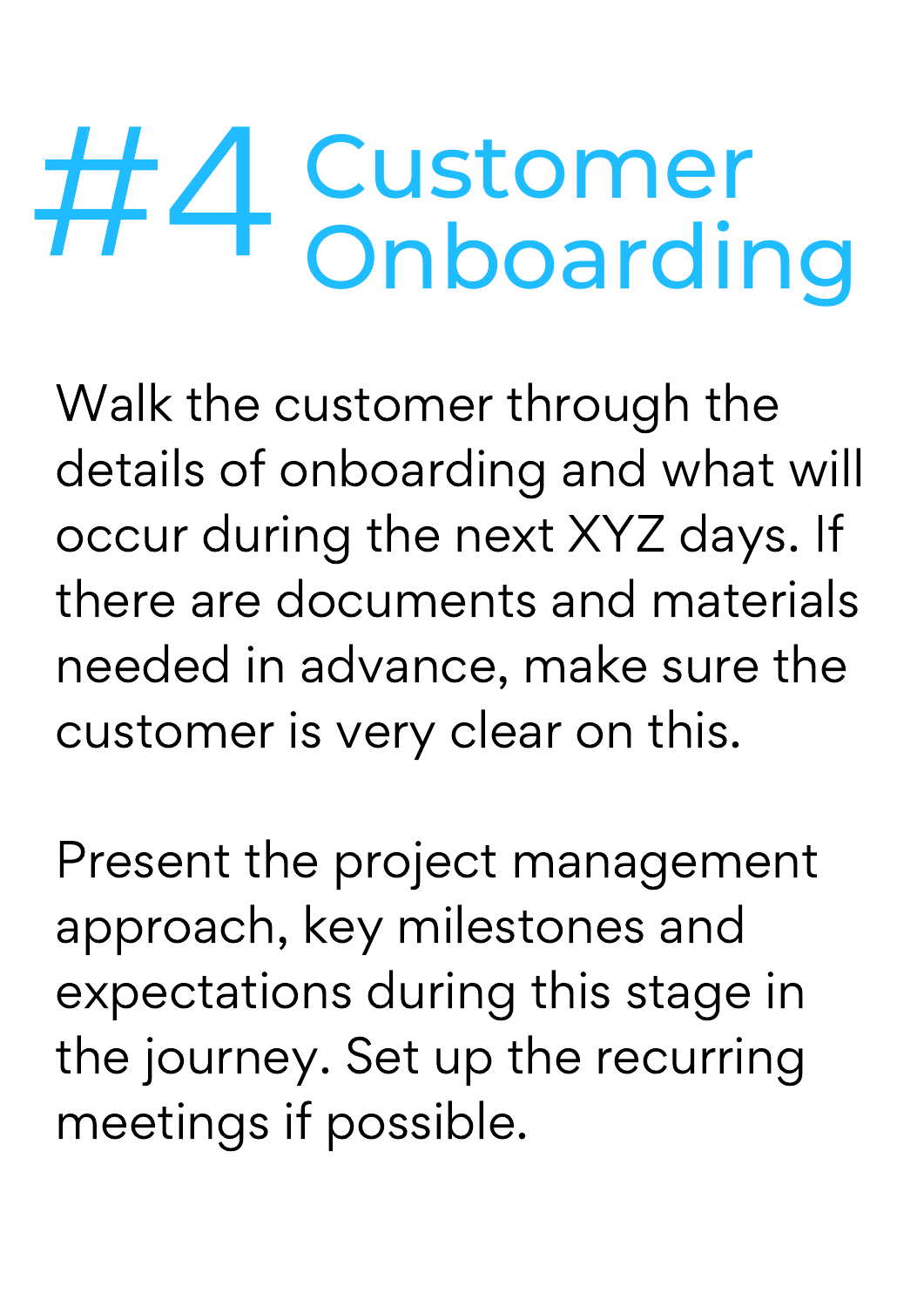# #4 Customer Onboarding

Walk the customer through the details of onboarding and what will occur during the next XYZ days. If there are documents and materials needed in advance, make sure the customer is very clear on this.

Present the project management approach, key milestones and expectations during this stage in the journey. Set up the recurring meetings if possible.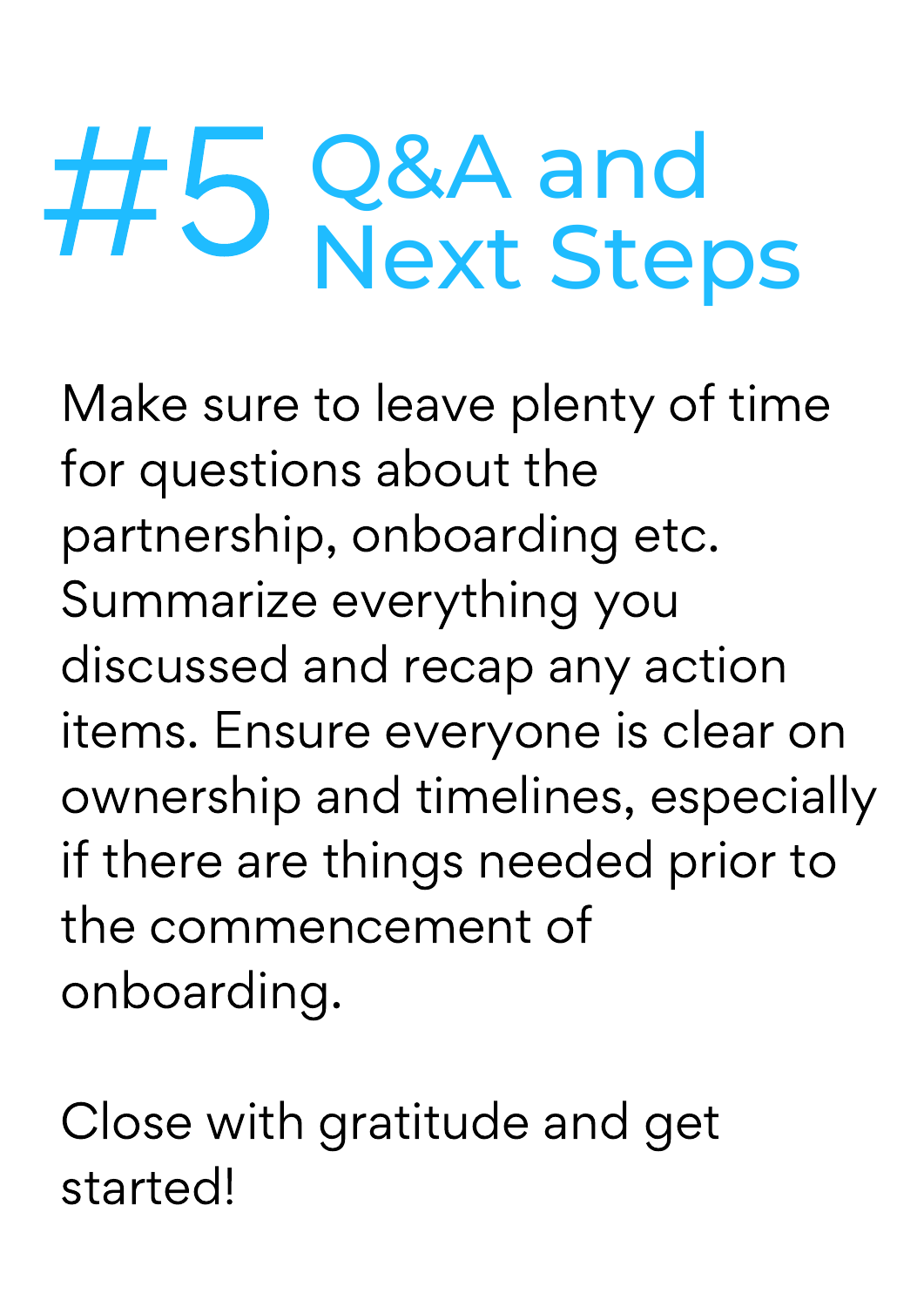# #5 Q&A and Next Steps

Make sure to leave plenty of time for questions about the partnership, onboarding etc. Summarize everything you discussed and recap any action items. Ensure everyone is clear on ownership and timelines, especially if there are things needed prior to the commencement of onboarding.

Close with gratitude and get started!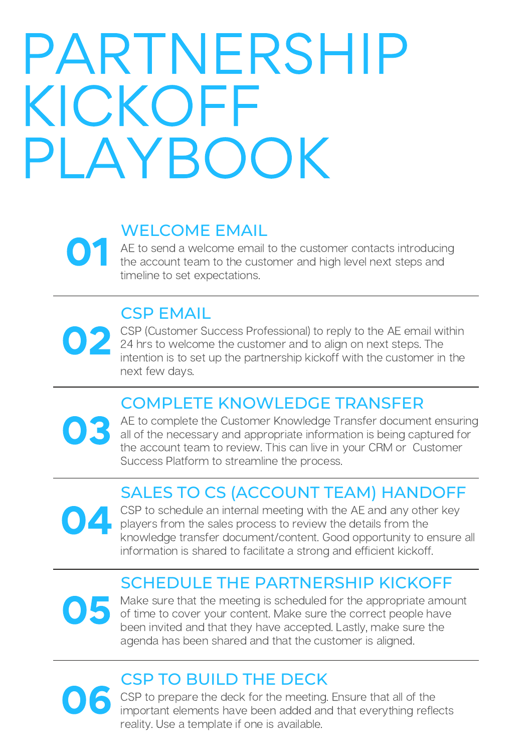# PARTNERSHIP KICKOFF PLAYBOOK

## 01 WELCOME EMAIL

AE to send a welcome email to the customer contacts introducing the account team to the customer and high level next steps and timeline to set expectations.

---

## 02 CSP EMAIL

CSP (Customer Success Professional) to reply to the AE email within 24 hrs to welcome the customer and to align on next steps. The intention is to set up the partnership kickoff with the customer in the next few days.

---

## 03 COMPLETE KNOWLEDGE TRANSFER

AE to complete the Customer Knowledge Transfer document ensuring all of the necessary and appropriate information is being captured for the account team to review. This can live in your CRM or Customer Success Platform to streamline the process.

---

## 04 SALES TO CS (ACCOUNT TEAM) HANDOFF

CSP to schedule an internal meeting with the AE and any other key players from the sales process to review the details from the knowledge transfer document/content. Good opportunity to ensure all information is shared to facilitate a strong and efficient kickoff.

---

## 05 SCHEDULE THE PARTNERSHIP KICKOFF

Make sure that the meeting is scheduled for the appropriate amount of time to cover your content. Make sure the correct people have been invited and that they have accepted. Lastly, make sure the agenda has been shared and that the customer is aligned.

---

## 06 CSP TO BUILD THE DECK

CSP to prepare the deck for the meeting. Ensure that all of the important elements have been added and that everything reflects reality. Use a template if one is available.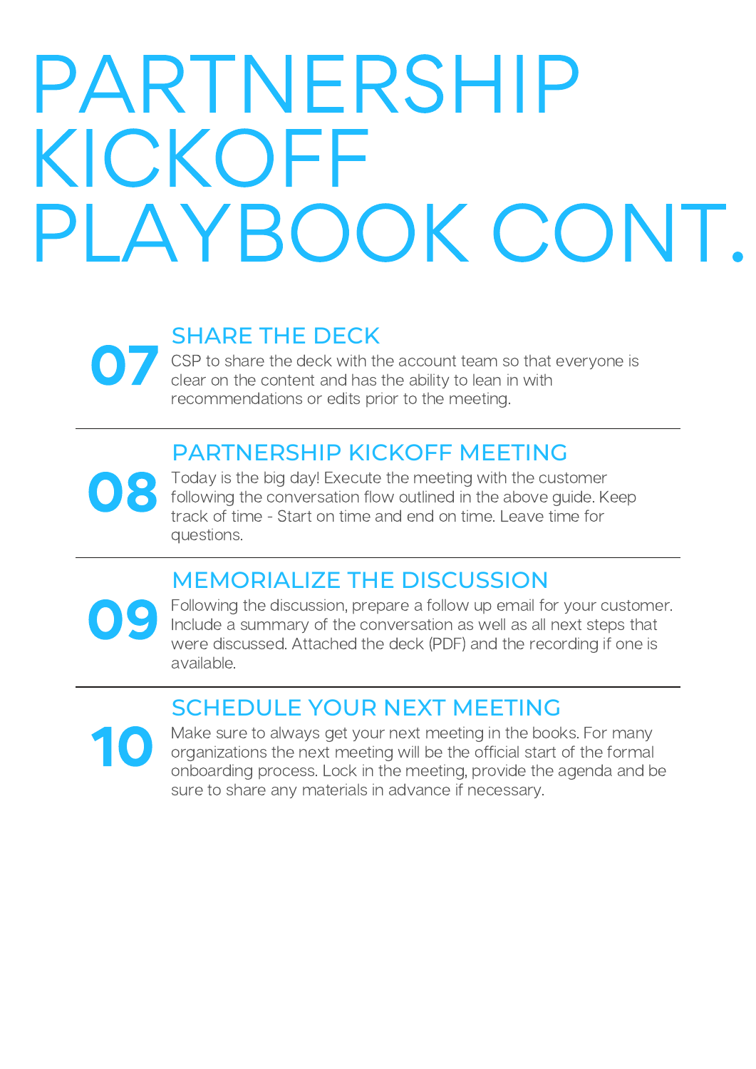# PARTNERSHIP KICKOFF PLAYBOOK CONT.

## 07 SHARE THE DECK

CSP to share the deck with the account team so that everyone is clear on the content and has the ability to lean in with recommendations or edits prior to the meeting.

---

## 08 PARTNERSHIP KICKOFF MEETING

Today is the big day! Execute the meeting with the customer following the conversation flow outlined in the above guide. Keep track of time - Start on time and end on time. Leave time for questions.

---

## 09 MEMORIALIZE THE DISCUSSION

Following the discussion, prepare a follow up email for your customer. Include a summary of the conversation as well as all next steps that were discussed. Attached the deck (PDF) and the recording if one is available.

---

## 10 SCHEDULE YOUR NEXT MEETING

Make sure to always get your next meeting in the books. For many organizations the next meeting will be the official start of the formal onboarding process. Lock in the meeting, provide the agenda and be sure to share any materials in advance if necessary.